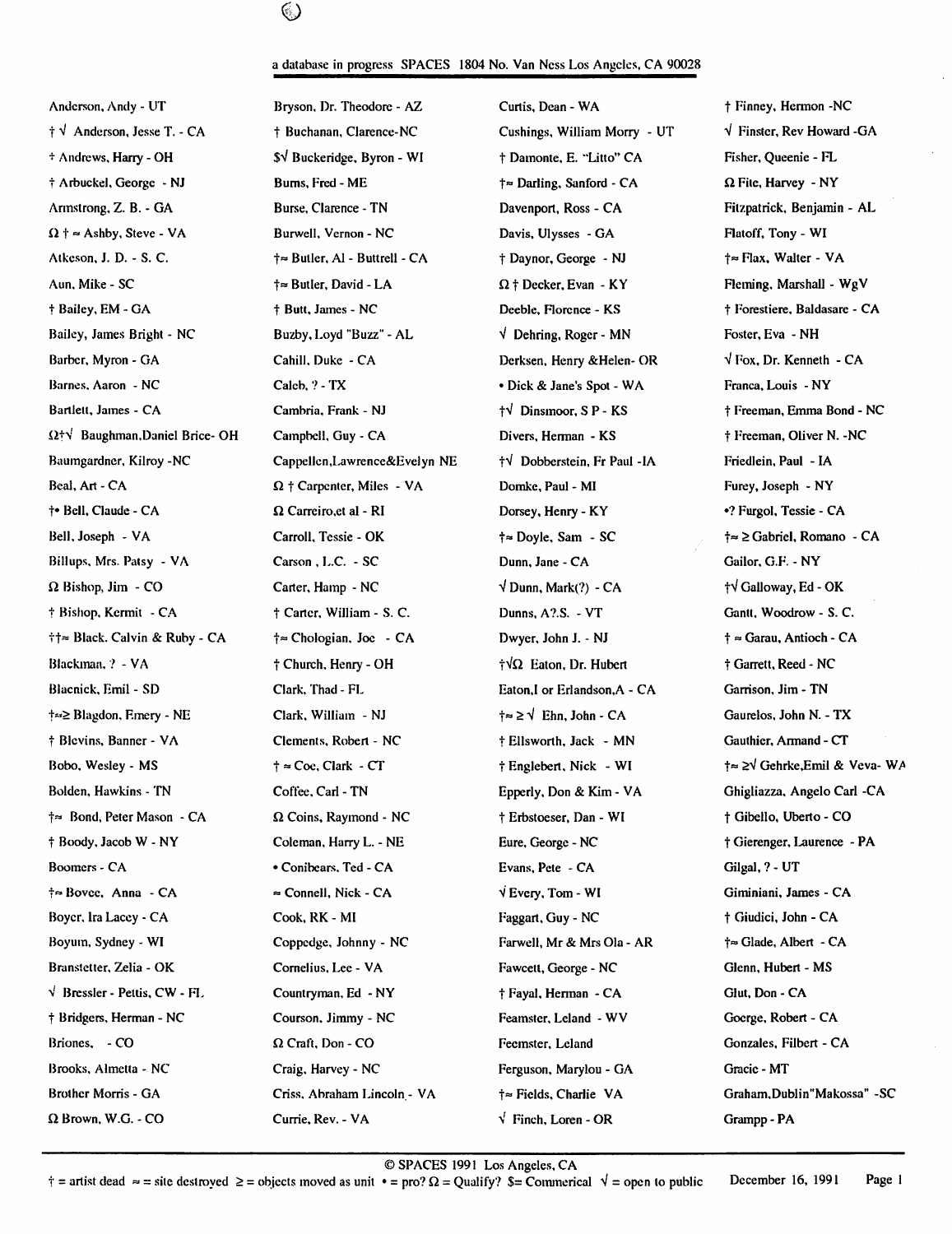a database in progress SPACES 1804 No. Van Ness Los Angeles, CA 90028

Anderson, Andy - UT
† √ Anderson, Jesse T. - CA
† Andrews, Harry - OH
† Arbuckel, George - NJ
Armstrong, Z. B. - GA
Ω † ≈ Ashby, Steve - VA
Atkeson, J. D. - S. C.
Aun, Mike - SC
† Bailey, EM - GA
Bailey, James Bright - NC
Barber, Myron - GA
Barnes, Aaron - NC
Bartlett, James - CA
Ω†√ Baughman,Daniel Brice- OH
Baumgardner, Kilroy -NC
Beal, Art - CA
†• Bell, Claude - CA
Bell, Joseph - VA
Billups, Mrs. Patsy - VA
Ω Bishop, Jim - CO
† Bishop, Kermit - CA
††≈ Black. Calvin & Ruby - CA
Blackman, ? - VA
Blacnick, Emil - SD
†≈≥ Blagdon, Emery - NE
† Blevins, Banner - VA
Bobo, Wesley - MS
Bolden, Hawkins - TN
†≈ Bond, Peter Mason - CA
† Boody, Jacob W - NY
Boomers - CA
†≈ Bovee, Anna - CA
Boyer, Ira Lacey - CA
Boyum, Sydney - WI
Branstetter, Zelia - OK
√ Bressler - Pettis, CW - FL
† Bridgers, Herman - NC
Briones, - CO
Brooks, Almetta - NC
Brother Morris - GA
Ω Brown, W.G. - CO

Bryson, Dr. Theodore - AZ
† Buchanan, Clarence-NC
$√ Buckeridge, Byron - WI
Burns, Fred - ME
Burse, Clarence - TN
Burwell, Vernon - NC
†≈ Butler, Al - Buttrell - CA
†≈ Butler, David - LA
† Butt, James - NC
Buzby, Loyd "Buzz" - AL
Cahill, Duke - CA
Caleb, ? - TX
Cambria, Frank - NJ
Campbell, Guy - CA
Cappellen,Lawrence&Evelyn NE
Ω † Carpenter, Miles - VA
Ω Carreiro,et al - RI
Carroll, Tessie - OK
Carson , L.C. - SC
Carter, Hamp - NC
† Carter, William - S. C.
†≈ Chologian, Joe - CA
† Church, Henry - OH
Clark, Thad - FL
Clark, William - NJ
Clements, Robert - NC
† ≈ Coe, Clark - CT
Coffee, Carl - TN
Ω Coins, Raymond - NC
Coleman, Harry L. - NE
• Conibears, Ted - CA
≈ Connell, Nick - CA
Cook, RK - MI
Coppedge, Johnny - NC
Cornelius, Lee - VA
Countryman, Ed - NY
Courson, Jimmy - NC
Ω Craft, Don - CO
Craig, Harvey - NC
Criss, Abraham Lincoln - VA
Currie, Rev. - VA

Curtis, Dean - WA
Cushings, William Morry - UT
† Damonte, E. "Litto" CA
†≈ Darling, Sanford - CA
Davenport, Ross - CA
Davis, Ulysses - GA
† Daynor, George - NJ
Ω † Decker, Evan - KY
Deeble, Florence - KS
√ Dehring, Roger - MN
Derksen, Henry &Helen- OR
• Dick & Jane's Spot - WA
†√ Dinsmoor, S P - KS
Divers, Herman - KS
†√ Dobberstein, Fr Paul -IA
Domke, Paul - MI
Dorsey, Henry - KY
†≈ Doyle, Sam - SC
Dunn, Jane - CA
√ Dunn, Mark(?) - CA
Dunns, A?.S. - VT
Dwyer, John J. - NJ
†√Ω Eaton, Dr. Hubert
Eaton,I or Erlandson,A - CA
†≈ ≥ √ Ehn, John - CA
† Ellsworth, Jack - MN
† Englebert, Nick - WI
Epperly, Don & Kim - VA
† Erbstoeser, Dan - WI
Eure, George - NC
Evans, Pete - CA
√ Every, Tom - WI
Faggart, Guy - NC
Farwell, Mr & Mrs Ola - AR
Fawcett, George - NC
† Fayal, Herman - CA
Feamster, Leland - WV
Feemster, Leland
Ferguson, Marylou - GA
†≈ Fields, Charlie VA
√ Finch, Loren - OR

† Finney, Hermon -NC
√ Finster, Rev Howard -GA
Fisher, Queenie - FL
Ω Fite, Harvey - NY
Fitzpatrick, Benjamin - AL
Flatoff, Tony - WI
†≈ Flax, Walter - VA
Fleming, Marshall - WgV
† Forestiere, Baldasare - CA
Foster, Eva - NH
√ Fox, Dr. Kenneth - CA
Franca, Louis - NY
† Freeman, Emma Bond - NC
† Freeman, Oliver N. -NC
Friedlein, Paul - IA
Furey, Joseph - NY
•? Furgol, Tessie - CA
†≈ ≥ Gabriel, Romano - CA
Gailor, G.F. - NY
†√ Galloway, Ed - OK
Gantt, Woodrow - S. C.
† ≈ Garau, Antioch - CA
† Garrett, Reed - NC
Garrison, Jim - TN
Gaurelos, John N. - TX
Gauthier, Armand - CT
†≈ ≥√ Gehrke,Emil & Veva- WA
Ghigliazza, Angelo Carl -CA
† Gibello, Uberto - CO
† Gierenger, Laurence - PA
Gilgal, ? - UT
Giminiani, James - CA
† Giudici, John - CA
†≈ Glade, Albert - CA
Glenn, Hubert - MS
Glut, Don - CA
Goerge, Robert - CA
Gonzales, Filbert - CA
Gracie - MT
Graham,Dublin"Makossa" -SC
Grampp - PA

© SPACES 1991 Los Angeles, CA

† = artist dead ≈ = site destroyed ≥ = objects moved as unit • = pro? Ω = Qualify? $= Commerical √ = open to public December 16, 1991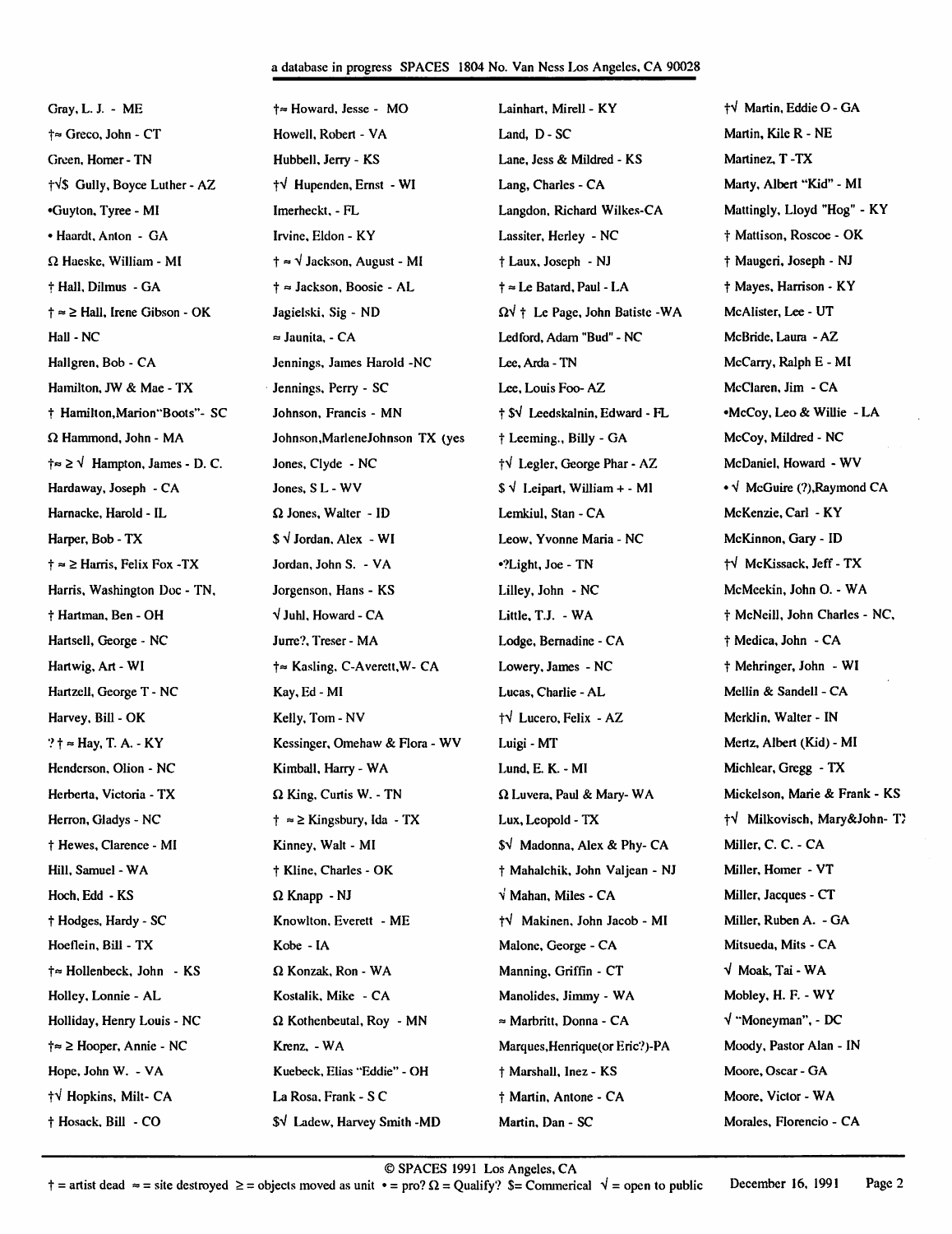Gray, L. J. - ME
†≈ Greco, John - CT
Green, Homer - TN
†√$ Gully, Boyce Luther - AZ
•Guyton, Tyree - MI
• Haardt, Anton - GA
Ω Haeske, William - MI
† Hall, Dilmus - GA
† ≈ ≥ Hall, Irene Gibson - OK
Hall - NC
Hallgren, Bob - CA
Hamilton, JW & Mae - TX
† Hamilton,Marion"Boots"- SC
Ω Hammond, John - MA
†≈ ≥ √ Hampton, James - D. C.
Hardaway, Joseph - CA
Harnacke, Harold - IL
Harper, Bob - TX
† ≈ ≥ Harris, Felix Fox -TX
Harris, Washington Doc - TN,
† Hartman, Ben - OH
Hartsell, George - NC
Hartwig, Art - WI
Hartzell, George T - NC
Harvey, Bill - OK
? † ≈ Hay, T. A. - KY
Henderson, Olion - NC
Herberta, Victoria - TX
Herron, Gladys - NC
† Hewes, Clarence - MI
Hill, Samuel - WA
Hoch, Edd - KS
† Hodges, Hardy - SC
Hoeflein, Bill - TX
†≈ Hollenbeck, John - KS
Holley, Lonnie - AL
Holliday, Henry Louis - NC
†≈ ≥ Hooper, Annie - NC
Hope, John W. - VA
†√ Hopkins, Milt- CA
† Hosack, Bill - CO

†≈ Howard, Jesse - MO
Howell, Robert - VA
Hubbell, Jerry - KS
†√ Hupenden, Ernst - WI
Imerheckt, - FL
Irvine, Eldon - KY
† ≈ √ Jackson, August - MI
† ≈ Jackson, Boosie - AL
Jagielski, Sig - ND
≈ Jaunita, - CA
Jennings, James Harold -NC
Jennings, Perry - SC
Johnson, Francis - MN
Johnson,MarleneJohnson TX (yes
Jones, Clyde - NC
Jones, S L - WV
Ω Jones, Walter - ID
$ √ Jordan, Alex - WI
Jordan, John S. - VA
Jorgenson, Hans - KS
√ Juhl, Howard - CA
Jurre?, Treser - MA
†≈ Kasling, C-Averett,W- CA
Kay, Ed - MI
Kelly, Tom - NV
Kessinger, Omehaw & Flora - WV
Kimball, Harry - WA
Ω King, Curtis W. - TN
† ≈ ≥ Kingsbury, Ida - TX
Kinney, Walt - MI
† Kline, Charles - OK
Ω Knapp - NJ
Knowlton, Everett - ME
Kobe - IA
Ω Konzak, Ron - WA
Kostalik, Mike - CA
Ω Kothenbeutal, Roy - MN
Krenz, - WA
Kuebeck, Elias "Eddie" - OH
La Rosa, Frank - S C
$√ Ladew, Harvey Smith -MD

Lainhart, Mirell - KY
Land, D - SC
Lane, Jess & Mildred - KS
Lang, Charles - CA
Langdon, Richard Wilkes-CA
Lassiter, Herley - NC
† Laux, Joseph - NJ
† ≈ Le Batard, Paul - LA
Ω√ † Le Page, John Batiste -WA
Ledford, Adam "Bud" - NC
Lee, Arda - TN
Lee, Louis Foo- AZ
† $√ Leedskalnin, Edward - FL
† Leeming., Billy - GA
†√ Legler, George Phar - AZ
$ √ Leipart, William + - MI
Lemkiul, Stan - CA
Leow, Yvonne Maria - NC
•?Light, Joe - TN
Lilley, John - NC
Little, T.J. - WA
Lodge, Bernadine - CA
Lowery, James - NC
Lucas, Charlie - AL
†√ Lucero, Felix - AZ
Luigi - MT
Lund, E. K. - MI
Ω Luvera, Paul & Mary- WA
Lux, Leopold - TX
$√ Madonna, Alex & Phy- CA
† Mahalchik, John Valjean - NJ
√ Mahan, Miles - CA
†√ Makinen, John Jacob - MI
Malone, George - CA
Manning, Griffin - CT
Manolides, Jimmy - WA
≈ Marbritt, Donna - CA
Marques,Henrique(or Eric?)-PA
† Marshall, Inez - KS
† Martin, Antone - CA
Martin, Dan - SC

†√ Martin, Eddie O - GA
Martin, Kile R - NE
Martinez, T -TX
Marty, Albert "Kid" - MI
Mattingly, Lloyd "Hog" - KY
† Mattison, Roscoe - OK
† Maugeri, Joseph - NJ
† Mayes, Harrison - KY
McAlister, Lee - UT
McBride, Laura - AZ
McCarry, Ralph E - MI
McClaren, Jim - CA
•McCoy, Leo & Willie - LA
McCoy, Mildred - NC
McDaniel, Howard - WV
• √ McGuire (?),Raymond CA
McKenzie, Carl - KY
McKinnon, Gary - ID
†√ McKissack, Jeff - TX
McMeekin, John O. - WA
† McNeill, John Charles - NC,
† Medica, John - CA
† Mehringer, John - WI
Mellin & Sandell - CA
Merklin, Walter - IN
Mertz, Albert (Kid) - MI
Michlear, Gregg - TX
Mickelson, Marie & Frank - KS
†√ Milkovisch, Mary&John- T
Miller, C. C. - CA
Miller, Homer - VT
Miller, Jacques - CT
Miller, Ruben A. - GA
Mitsueda, Mits - CA
√ Moak, Tai - WA
Mobley, H. F. - WY
√ "Moneyman", - DC
Moody, Pastor Alan - IN
Moore, Oscar - GA
Moore, Victor - WA
Morales, Florencio - CA

† = artist dead ≈ = site destroyed ≥ = objects moved as unit • = pro? Ω = Qualify? $= Commerical √ = open to public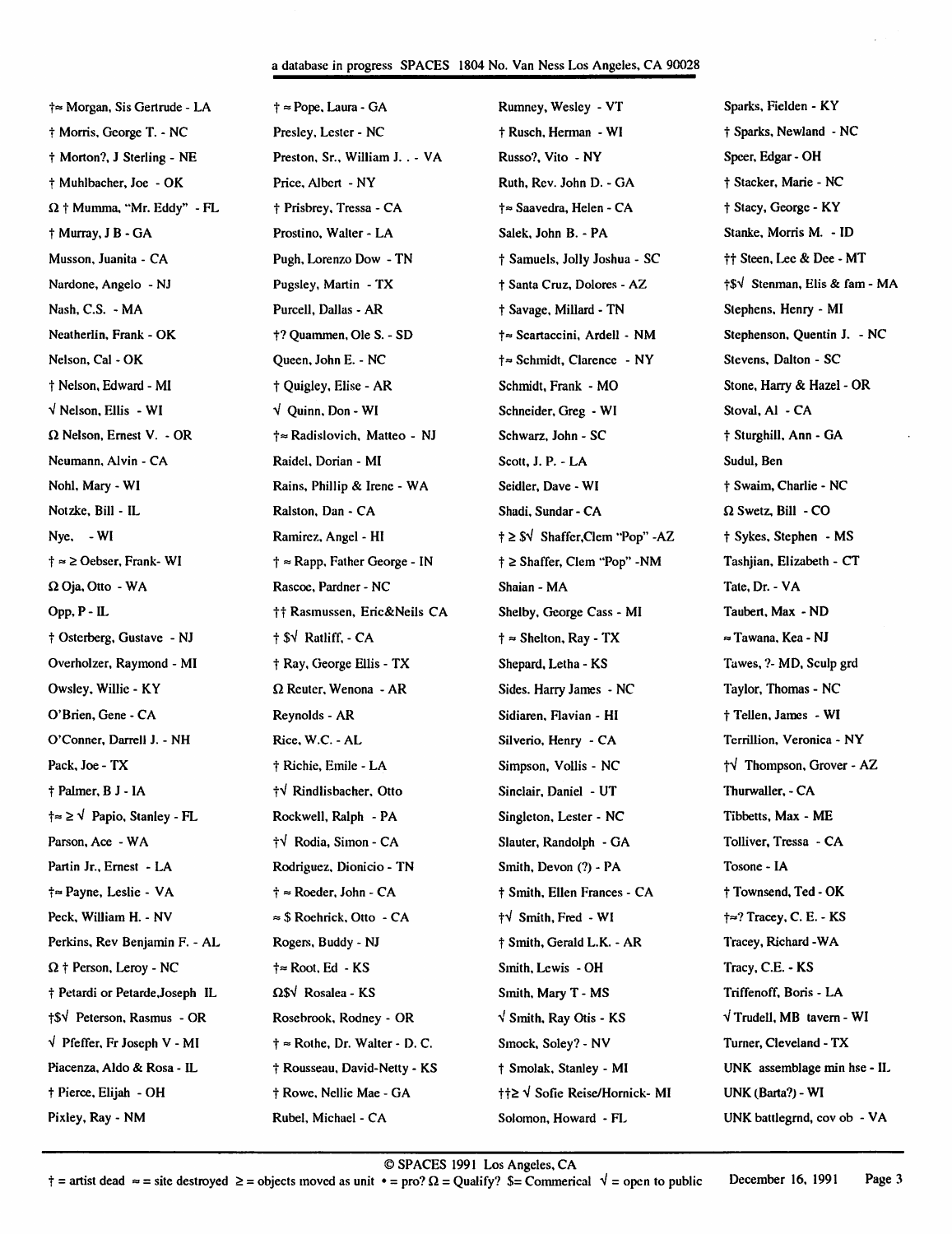† ≈ Morgan, Sis Gertrude - LA
† Morris, George T. - NC
† Morton?, J Sterling - NE
† Muhlbacher, Joe - OK
Ω † Mumma, "Mr. Eddy" - FL
† Murray, J B - GA
Musson, Juanita - CA
Nardone, Angelo - NJ
Nash, C.S. - MA
Neatherlin, Frank - OK
Nelson, Cal - OK
† Nelson, Edward - MI
√ Nelson, Ellis - WI
Ω Nelson, Ernest V. - OR
Neumann, Alvin - CA
Nohl, Mary - WI
Notzke, Bill - IL
Nye, - WI
† ≈ ≥ Oebser, Frank- WI
Ω Oja, Otto - WA
Opp, P - IL
† Osterberg, Gustave - NJ
Overholzer, Raymond - MI
Owsley, Willie - KY
O'Brien, Gene - CA
O'Conner, Darrell J. - NH
Pack, Joe - TX
† Palmer, B J - IA
† ≈ ≥ √ Papio, Stanley - FL
Parson, Ace - WA
Partin Jr., Ernest - LA
† ≈ Payne, Leslie - VA
Peck, William H. - NV
Perkins, Rev Benjamin F. - AL
Ω † Person, Leroy - NC
† Petardi or Petarde,Joseph IL
† $√ Peterson, Rasmus - OR
√ Pfeffer, Fr Joseph V - MI
Piacenza, Aldo & Rosa - IL
† Pierce, Elijah - OH
Pixley, Ray - NM

† ≈ Pope, Laura - GA
Presley, Lester - NC
Preston, Sr., William J. . - VA
Price, Albert - NY
† Prisbrey, Tressa - CA
Prostino, Walter - LA
Pugh, Lorenzo Dow - TN
Pugsley, Martin - TX
Purcell, Dallas - AR
†? Quammen, Ole S. - SD
Queen, John E. - NC
† Quigley, Elise - AR
√ Quinn, Don - WI
† ≈ Radislovich, Matteo - NJ
Raidel, Dorian - MI
Rains, Phillip & Irene - WA
Ralston, Dan - CA
Ramirez, Angel - HI
† ≈ Rapp, Father George - IN
Rascoe, Pardner - NC
†† Rasmussen, Eric&Neils CA
† $√ Ratliff, - CA
† Ray, George Ellis - TX
Ω Reuter, Wenona - AR
Reynolds - AR
Rice, W.C. - AL
† Richie, Emile - LA
† √ Rindlisbacher, Otto
Rockwell, Ralph - PA
† √ Rodia, Simon - CA
Rodriguez, Dionicio - TN
† ≈ Roeder, John - CA
≈ $ Roehrick, Otto - CA
Rogers, Buddy - NJ
† ≈ Root, Ed - KS
Ω$√ Rosalea - KS
Rosebrook, Rodney - OR
† ≈ Rothe, Dr. Walter - D. C.
† Rousseau, David-Netty - KS
† Rowe, Nellie Mae - GA
Rubel, Michael - CA

Rumney, Wesley - VT
† Rusch, Herman - WI
Russo?, Vito - NY
Ruth, Rev. John D. - GA
† ≈ Saavedra, Helen - CA
Salek, John B. - PA
† Samuels, Jolly Joshua - SC
† Santa Cruz, Dolores - AZ
† Savage, Millard - TN
† ≈ Scartaccini, Ardell - NM
† ≈ Schmidt, Clarence - NY
Schmidt, Frank - MO
Schneider, Greg - WI
Schwarz, John - SC
Scott, J. P. - LA
Seidler, Dave - WI
Shadi, Sundar - CA
† ≥ $√ Shaffer,Clem "Pop" -AZ
† ≥ Shaffer, Clem "Pop" -NM
Shaian - MA
Shelby, George Cass - MI
† ≈ Shelton, Ray - TX
Shepard, Letha - KS
Sides. Harry James - NC
Sidiaren, Flavian - HI
Silverio, Henry - CA
Simpson, Vollis - NC
Sinclair, Daniel - UT
Singleton, Lester - NC
Slauter, Randolph - GA
Smith, Devon (?) - PA
† Smith, Ellen Frances - CA
† √ Smith, Fred - WI
† Smith, Gerald L.K. - AR
Smith, Lewis - OH
Smith, Mary T - MS
√ Smith, Ray Otis - KS
Smock, Soley? - NV
† Smolak, Stanley - MI
††≥ √ Sofie Reise/Hornick- MI
Solomon, Howard - FL

Sparks, Fielden - KY
† Sparks, Newland - NC
Speer, Edgar - OH
† Stacker, Marie - NC
† Stacy, George - KY
Stanke, Morris M. - ID
†† Steen, Lee & Dee - MT
† $√ Stenman, Elis & fam - MA
Stephens, Henry - MI
Stephenson, Quentin J. - NC
Stevens, Dalton - SC
Stone, Harry & Hazel - OR
Stoval, Al - CA
† Sturghill, Ann - GA
Sudul, Ben
† Swaim, Charlie - NC
Ω Swetz, Bill - CO
† Sykes, Stephen - MS
Tashjian, Elizabeth - CT
Tate, Dr. - VA
Taubert, Max - ND
≈ Tawana, Kea - NJ
Tawes, ?- MD, Sculp grd
Taylor, Thomas - NC
† Tellen, James - WI
Terrillion, Veronica - NY
† √ Thompson, Grover - AZ
Thurwaller, - CA
Tibbetts, Max - ME
Tolliver, Tressa - CA
Tosone - IA
† Townsend, Ted - OK
† ≈? Tracey, C. E. - KS
Tracey, Richard -WA
Tracy, C.E. - KS
Triffenoff, Boris - LA
√ Trudell, MB tavern - WI
Turner, Cleveland - TX
UNK assemblage min hse - IL
UNK (Barta?) - WI
UNK battlegrnd, cov ob - VA

© SPACES 1991 Los Angeles, CA

† = artist dead ≈ = site destroyed ≥ = objects moved as unit • = pro? Ω = Qualify? $= Commerical √ = open to public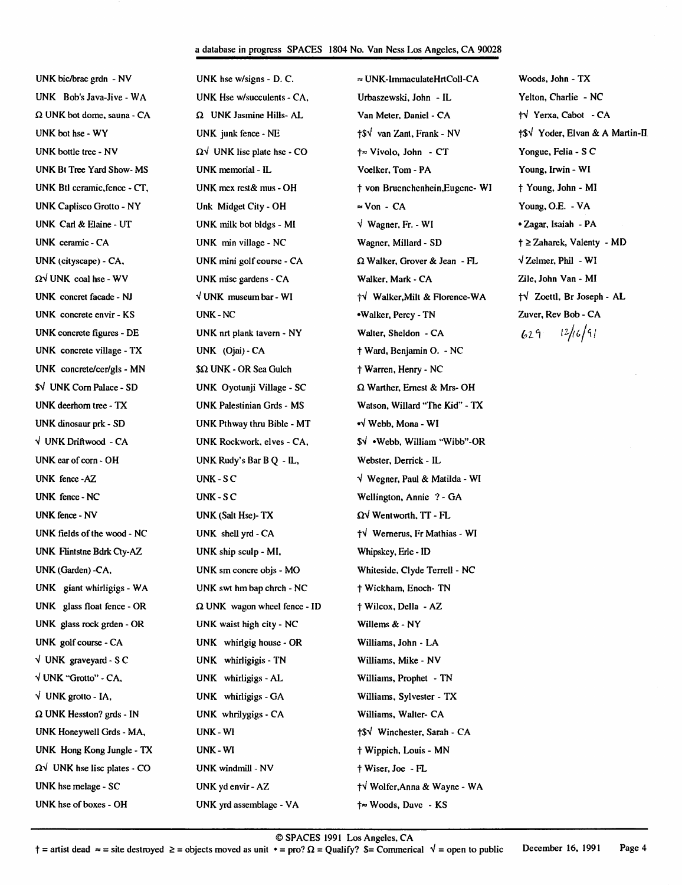a database in progress SPACES 1804 No. Van Ness Los Angeles, CA 90028

UNK bic/brac grdn - NV
UNK Bob's Java-Jive - WA
Ω UNK bot dome, sauna - CA
UNK bot hse - WY
UNK bottle tree - NV
UNK Bt Tree Yard Show- MS
UNK Btl ceramic,fence - CT,
UNK Caplisco Grotto - NY
UNK Carl & Elaine - UT
UNK ceramic - CA
UNK (cityscape) - CA,
Ω√ UNK coal hse - WV
UNK concret facade - NJ
UNK concrete envir - KS
UNK concrete figures - DE
UNK concrete village - TX
UNK concrete/cer/gls - MN
$√ UNK Corn Palace - SD
UNK deerhorn tree - TX
UNK dinosaur prk - SD
√ UNK Driftwood - CA
UNK ear of corn - OH
UNK fence -AZ
UNK fence - NC
UNK fence - NV
UNK fields of the wood - NC
UNK Flintstne Bdrk Cty-AZ
UNK (Garden) -CA,
UNK giant whirligigs - WA
UNK glass float fence - OR
UNK glass rock grden - OR
UNK golf course - CA
√ UNK graveyard - S C
√ UNK "Grotto" - CA,
√ UNK grotto - IA,
Ω UNK Hesston? grds - IN
UNK Honeywell Grds - MA,
UNK Hong Kong Jungle - TX
Ω√ UNK hse lisc plates - CO
UNK hse melage - SC
UNK hse of boxes - OH
UNK hse w/signs - D. C.
UNK Hse w/succulents - CA,
Ω UNK Jasmine Hills- AL
UNK junk fence - NE
Ω√ UNK lisc plate hse - CO
UNK memorial - IL
UNK mex rest& mus - OH
Unk Midget City - OH
UNK milk bot bldgs - MI
UNK min village - NC
UNK mini golf course - CA
UNK misc gardens - CA
√ UNK museum bar - WI
UNK - NC
UNK nrt plank tavern - NY
UNK (Ojai) - CA
$Ω UNK - OR Sea Gulch
UNK Oyotunji Village - SC
UNK Palestinian Grds - MS
UNK Pthway thru Bible - MT
UNK Rockwork, elves - CA,
UNK Rudy's Bar B Q - IL,
UNK - S C
UNK - S C
UNK (Salt Hse)- TX
UNK shell yrd - CA
UNK ship sculp - MI,
UNK sm concre objs - MO
UNK swt hm bap chrch - NC
Ω UNK wagon wheel fence - ID
UNK waist high city - NC
UNK whirlgig house - OR
UNK whirligigis - TN
UNK whirligigs - AL
UNK whirligigs - GA
UNK whrilygigs - CA
UNK - WI
UNK - WI
UNK windmill - NV
UNK yd envir - AZ
UNK yrd assemblage - VA
≈ UNK-ImmaculateHrtColl-CA
Urbaszewski, John - IL
Van Meter, Daniel - CA
†$√ van Zant, Frank - NV
†≈ Vivolo, John - CT
Voelker, Tom - PA
† von Bruenchenhein,Eugene- WI
≈ Von - CA
√ Wagner, Fr. - WI
Wagner, Millard - SD
Ω Walker, Grover & Jean - FL
Walker, Mark - CA
†√ Walker,Milt & Florence-WA
•Walker, Percy - TN
Walter, Sheldon - CA
† Ward, Benjamin O. - NC
† Warren, Henry - NC
Ω Warther, Ernest & Mrs- OH
Watson, Willard "The Kid" - TX
•√ Webb, Mona - WI
$√ •Webb, William "Wibb"-OR
Webster, Derrick - IL
√ Wegner, Paul & Matilda - WI
Wellington, Annie ? - GA
Ω√ Wentworth, TT - FL
†√ Wernerus, Fr Mathias - WI
Whipskey, Erle - ID
Whiteside, Clyde Terrell - NC
† Wickham, Enoch- TN
† Wilcox, Della - AZ
Willems & - NY
Williams, John - LA
Williams, Mike - NV
Williams, Prophet - TN
Williams, Sylvester - TX
Williams, Walter- CA
†$√ Winchester, Sarah - CA
† Wippich, Louis - MN
† Wiser, Joe - FL
†√ Wolfer,Anna & Wayne - WA
†≈ Woods, Dave - KS
Woods, John - TX
Yelton, Charlie - NC
†√ Yerxa, Cabot - CA
†$√ Yoder, Elvan & A Martin-IL
Yongue, Felia - S C
Young, Irwin - WI
† Young, John - MI
Young, O.E. - VA
• Zagar, Isaiah - PA
† ≥ Zaharek, Valenty - MD
√ Zelmer, Phil - WI
Zile, John Van - MI
†√ Zoettl, Br Joseph - AL
Zuver, Rev Bob - CA

629 12/16/91

© SPACES 1991 Los Angeles, CA

† = artist dead ≈ = site destroyed ≥ = objects moved as unit • = pro? Ω = Qualify? $= Commerical √ = open to public December 16, 1991